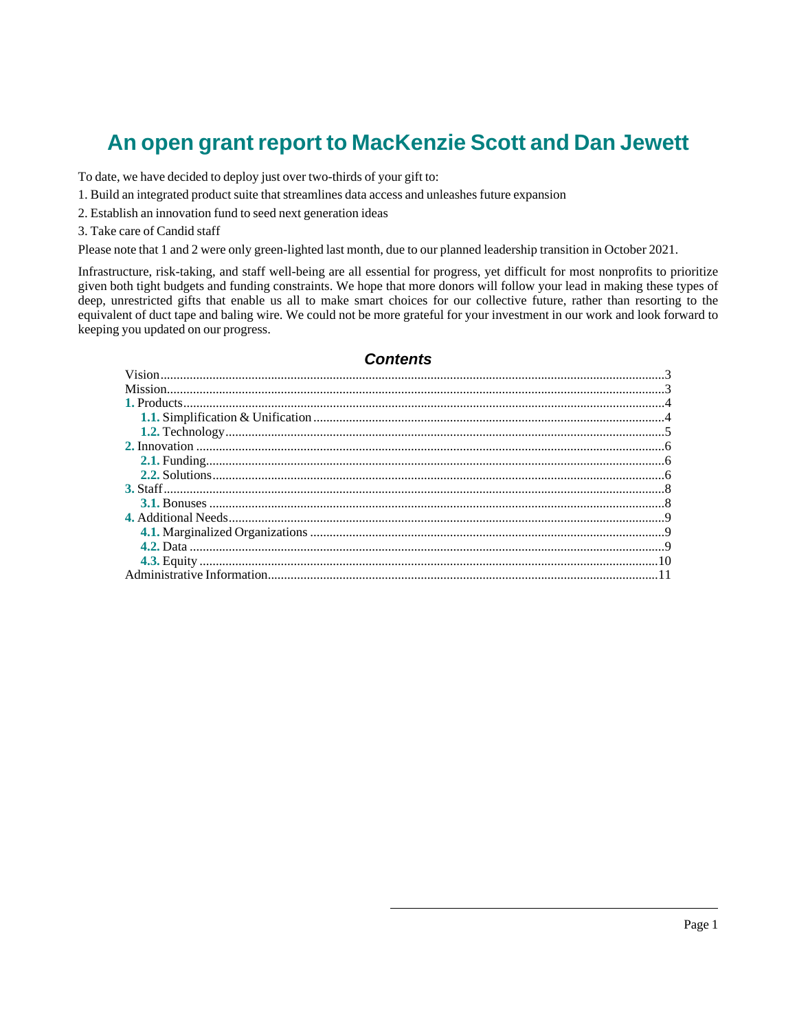# An open grant report to MacKenzie Scott and Dan Jewett

To date, we have decided to deploy just over two-thirds of your gift to:

1. Build an integrated product suite that streamlines data access and unleashes future expansion
2. Establish an innovation fund to seed next generation ideas
3. Take care of Candid staff

Please note that 1 and 2 were only green-lighted last month, due to our planned leadership transition in October 2021.

Infrastructure, risk-taking, and staff well-being are all essential for progress, yet difficult for most nonprofits to prioritize given both tight budgets and funding constraints. We hope that more donors will follow your lead in making these types of deep, unrestricted gifts that enable us all to make smart choices for our collective future, rather than resorting to the equivalent of duct tape and baling wire. We could not be more grateful for your investment in our work and look forward to keeping you updated on our progress.

## *Contents*

- Vision....3
- Mission....3
- **1.** Products....4
  - **1.1.** Simplification & Unification....4
  - **1.2.** Technology....5
- **2.** Innovation....6
  - **2.1.** Funding....6
  - **2.2.** Solutions....6
- **3.** Staff....8
  - **3.1.** Bonuses....8
- **4.** Additional Needs....9
  - **4.1.** Marginalized Organizations....9
  - **4.2.** Data....9
  - **4.3.** Equity....10
- Administrative Information....11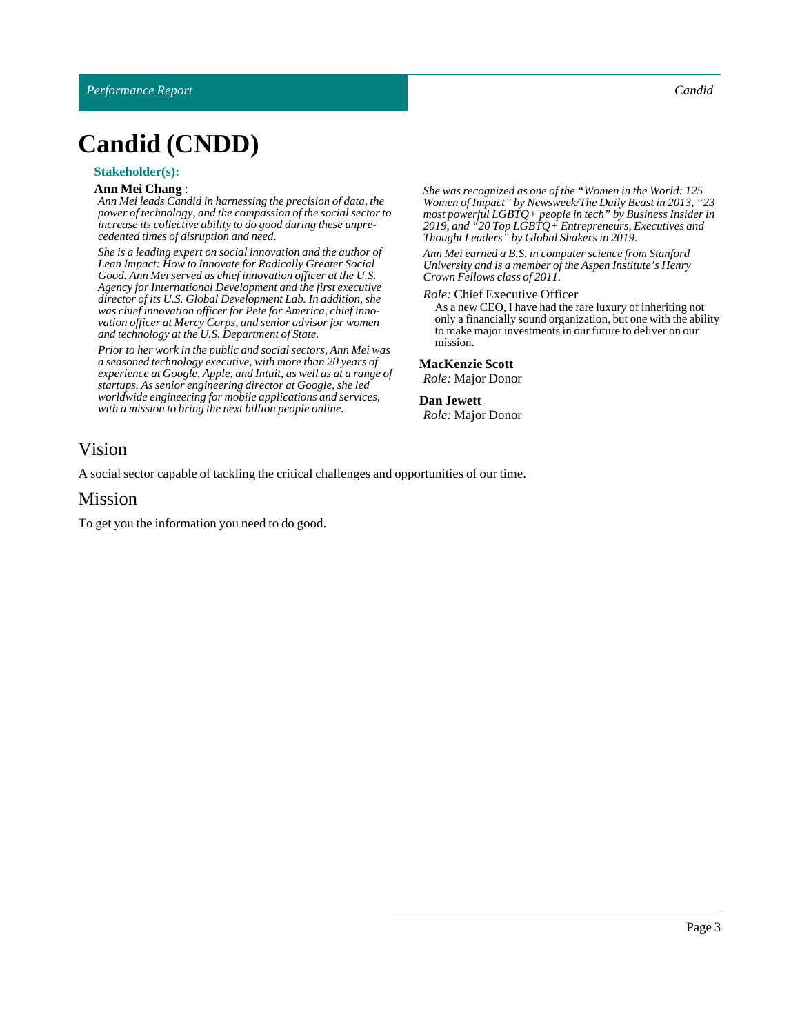# Candid (CNDD)

### Stakeholder(s):

**Ann Mei Chang** :

*Ann Mei leads Candid in harnessing the precision of data, the power of technology, and the compassion of the social sector to increase its collective ability to do good during these unprecedented times of disruption and need.*

*She is a leading expert on social innovation and the author of Lean Impact: How to Innovate for Radically Greater Social Good. Ann Mei served as chief innovation officer at the U.S. Agency for International Development and the first executive director of its U.S. Global Development Lab. In addition, she was chief innovation officer for Pete for America, chief innovation officer at Mercy Corps, and senior advisor for women and technology at the U.S. Department of State.*

*Prior to her work in the public and social sectors, Ann Mei was a seasoned technology executive, with more than 20 years of experience at Google, Apple, and Intuit, as well as at a range of startups. As senior engineering director at Google, she led worldwide engineering for mobile applications and services, with a mission to bring the next billion people online.*

*She was recognized as one of the "Women in the World: 125 Women of Impact" by Newsweek/The Daily Beast in 2013, "23 most powerful LGBTQ+ people in tech" by Business Insider in 2019, and "20 Top LGBTQ+ Entrepreneurs, Executives and Thought Leaders" by Global Shakers in 2019.*

*Ann Mei earned a B.S. in computer science from Stanford University and is a member of the Aspen Institute's Henry Crown Fellows class of 2011.*

*Role:* Chief Executive Officer

As a new CEO, I have had the rare luxury of inheriting not only a financially sound organization, but one with the ability to make major investments in our future to deliver on our mission.

**MacKenzie Scott**
*Role:* Major Donor

**Dan Jewett**
*Role:* Major Donor

## Vision

A social sector capable of tackling the critical challenges and opportunities of our time.

## Mission

To get you the information you need to do good.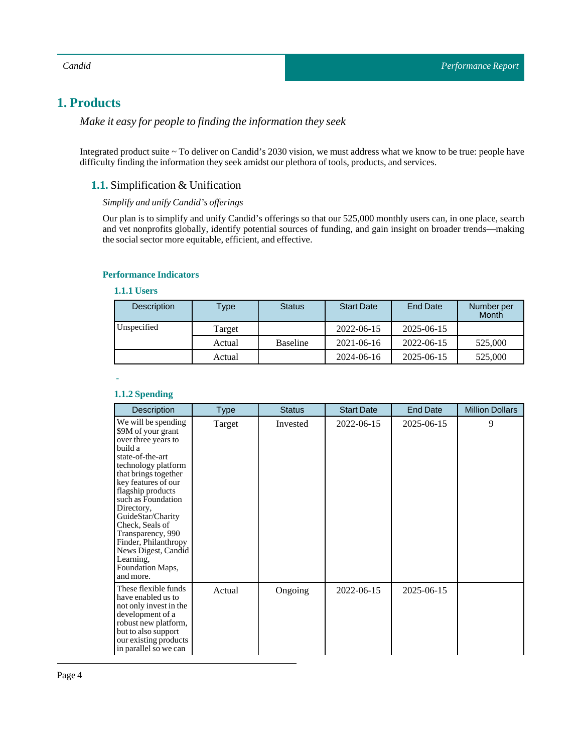# 1. Products

*Make it easy for people to finding the information they seek*

Integrated product suite ~ To deliver on Candid's 2030 vision, we must address what we know to be true: people have difficulty finding the information they seek amidst our plethora of tools, products, and services.

## 1.1. Simplification & Unification

*Simplify and unify Candid's offerings*

Our plan is to simplify and unify Candid's offerings so that our 525,000 monthly users can, in one place, search and vet nonprofits globally, identify potential sources of funding, and gain insight on broader trends—making the social sector more equitable, efficient, and effective.

### Performance Indicators

#### 1.1.1 Users

| Description | Type | Status | Start Date | End Date | Number per Month |
|---|---|---|---|---|---|
| Unspecified | Target | | 2022-06-15 | 2025-06-15 | |
| | Actual | Baseline | 2021-06-16 | 2022-06-15 | 525,000 |
| | Actual | | 2024-06-16 | 2025-06-15 | 525,000 |

-

#### 1.1.2 Spending

| Description | Type | Status | Start Date | End Date | Million Dollars |
|---|---|---|---|---|---|
| We will be spending $9M of your grant over three years to build a state-of-the-art technology platform that brings together key features of our flagship products such as Foundation Directory, GuideStar/Charity Check, Seals of Transparency, 990 Finder, Philanthropy News Digest, Candid Learning, Foundation Maps, and more. | Target | Invested | 2022-06-15 | 2025-06-15 | 9 |
| These flexible funds have enabled us to not only invest in the development of a robust new platform, but to also support our existing products in parallel so we can | Actual | Ongoing | 2022-06-15 | 2025-06-15 | |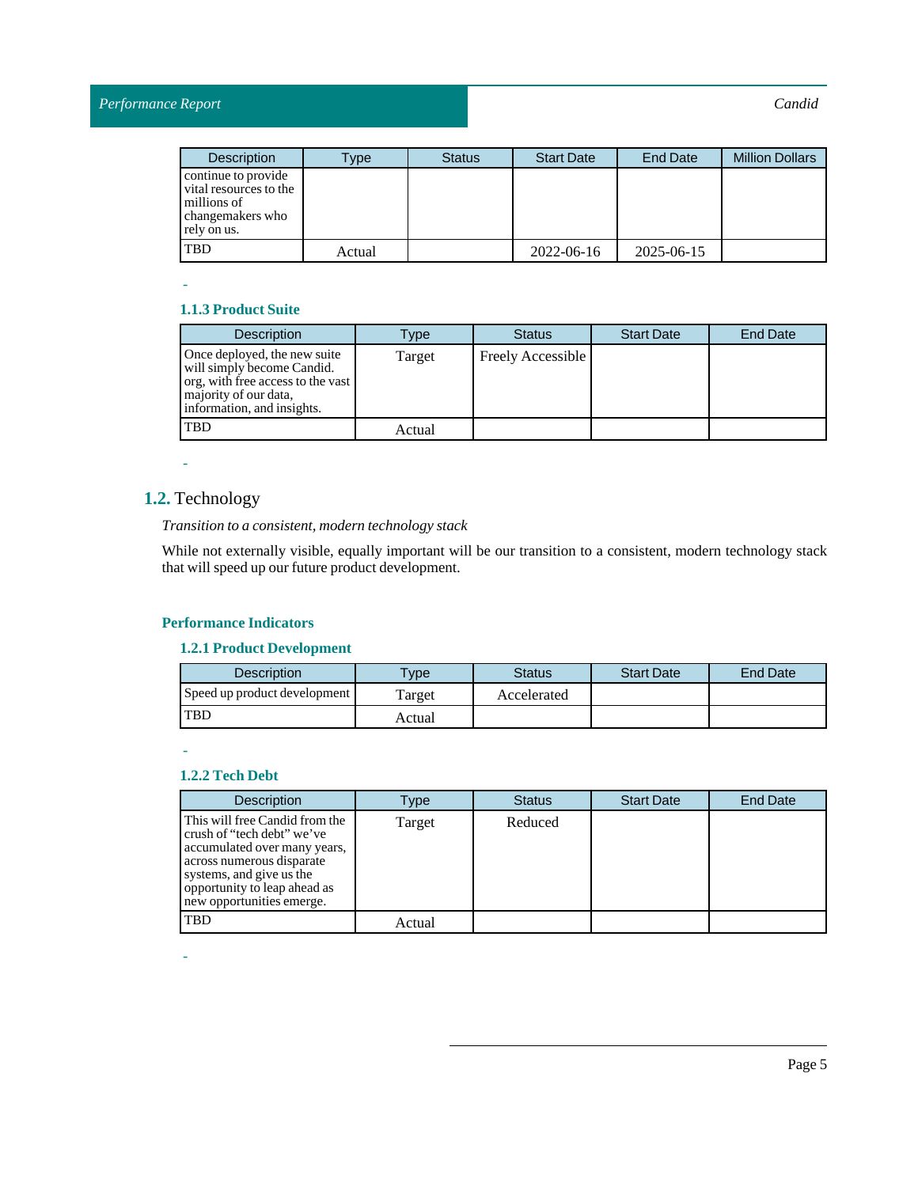| Description | Type | Status | Start Date | End Date | Million Dollars |
|---|---|---|---|---|---|
| continue to provide vital resources to the millions of changemakers who rely on us. | | | | | |
| TBD | Actual | | 2022-06-16 | 2025-06-15 | |

-

#### 1.1.3 Product Suite

| Description | Type | Status | Start Date | End Date |
|---|---|---|---|---|
| Once deployed, the new suite will simply become Candid. org, with free access to the vast majority of our data, information, and insights. | Target | Freely Accessible | | |
| TBD | Actual | | | |

-

## 1.2. Technology

*Transition to a consistent, modern technology stack*

While not externally visible, equally important will be our transition to a consistent, modern technology stack that will speed up our future product development.

### Performance Indicators

#### 1.2.1 Product Development

| Description | Type | Status | Start Date | End Date |
|---|---|---|---|---|
| Speed up product development | Target | Accelerated | | |
| TBD | Actual | | | |

-

#### 1.2.2 Tech Debt

| Description | Type | Status | Start Date | End Date |
|---|---|---|---|---|
| This will free Candid from the crush of “tech debt” we’ve accumulated over many years, across numerous disparate systems, and give us the opportunity to leap ahead as new opportunities emerge. | Target | Reduced | | |
| TBD | Actual | | | |

-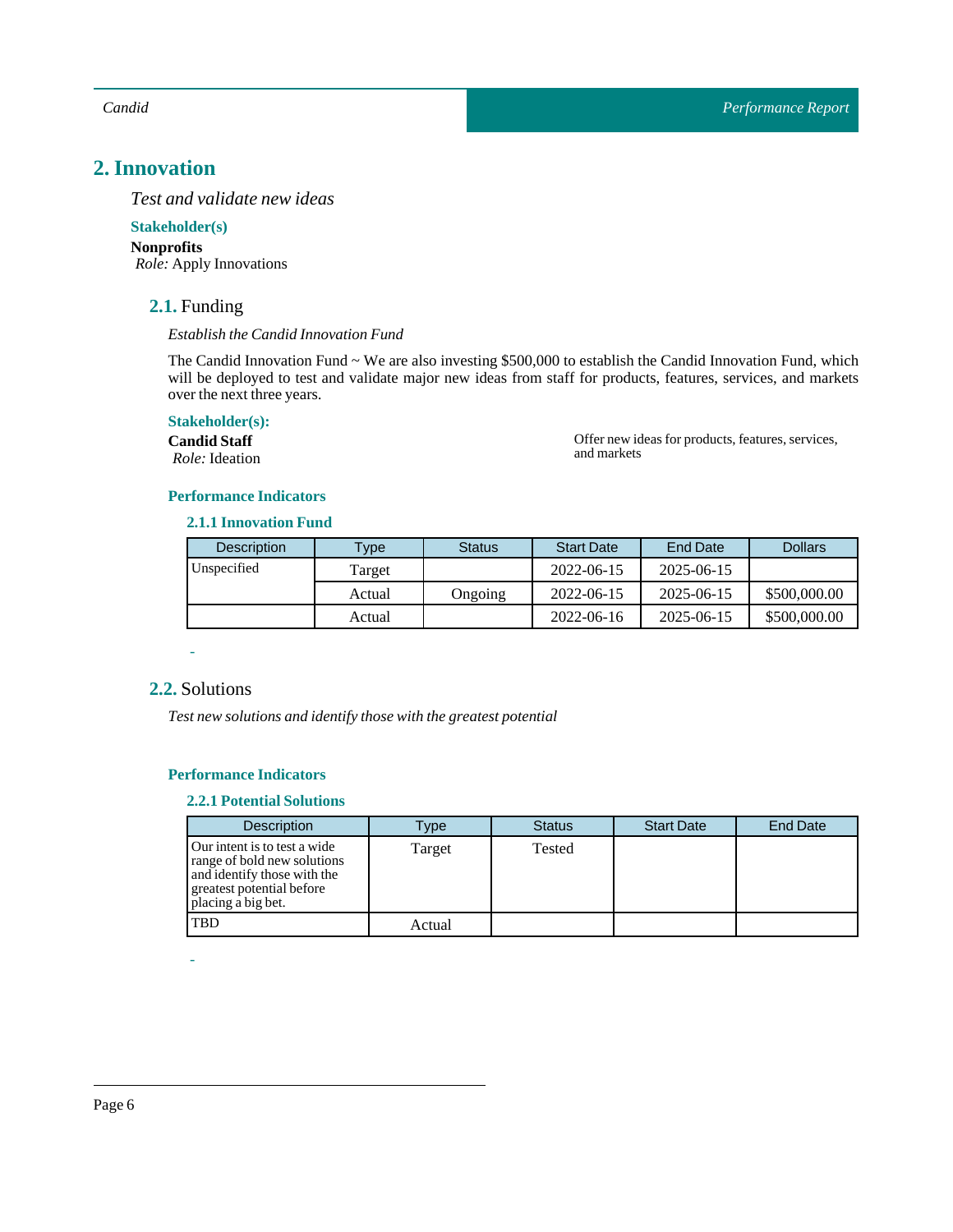## 2. Innovation

*Test and validate new ideas*

**Stakeholder(s)**

**Nonprofits**
*Role:* Apply Innovations

### 2.1. Funding

*Establish the Candid Innovation Fund*

The Candid Innovation Fund ~ We are also investing $500,000 to establish the Candid Innovation Fund, which will be deployed to test and validate major new ideas from staff for products, features, services, and markets over the next three years.

**Stakeholder(s):**

**Candid Staff**
*Role:* Ideation

Offer new ideas for products, features, services, and markets

**Performance Indicators**

**2.1.1 Innovation Fund**

| Description | Type | Status | Start Date | End Date | Dollars |
|---|---|---|---|---|---|
| Unspecified | Target | | 2022-06-15 | 2025-06-15 | |
| | Actual | Ongoing | 2022-06-15 | 2025-06-15 | $500,000.00 |
| | Actual | | 2022-06-16 | 2025-06-15 | $500,000.00 |

-

### 2.2. Solutions

*Test new solutions and identify those with the greatest potential*

**Performance Indicators**

**2.2.1 Potential Solutions**

| Description | Type | Status | Start Date | End Date |
|---|---|---|---|---|
| Our intent is to test a wide range of bold new solutions and identify those with the greatest potential before placing a big bet. | Target | Tested | | |
| TBD | Actual | | | |

-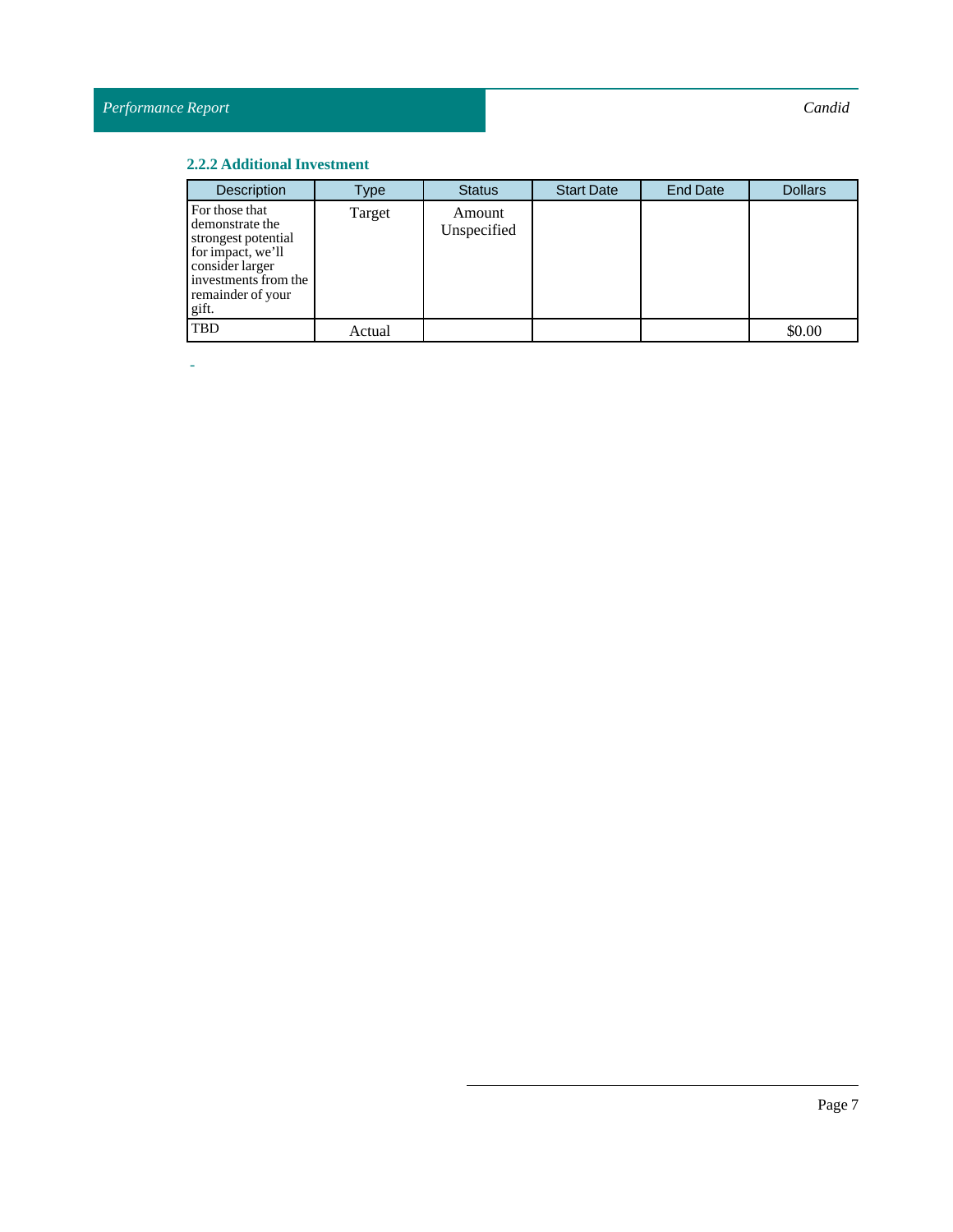### 2.2.2 Additional Investment

| Description | Type | Status | Start Date | End Date | Dollars |
|---|---|---|---|---|---|
| For those that demonstrate the strongest potential for impact, we’ll consider larger investments from the remainder of your gift. | Target | Amount Unspecified | | | |
| TBD | Actual | | | | $0.00 |

-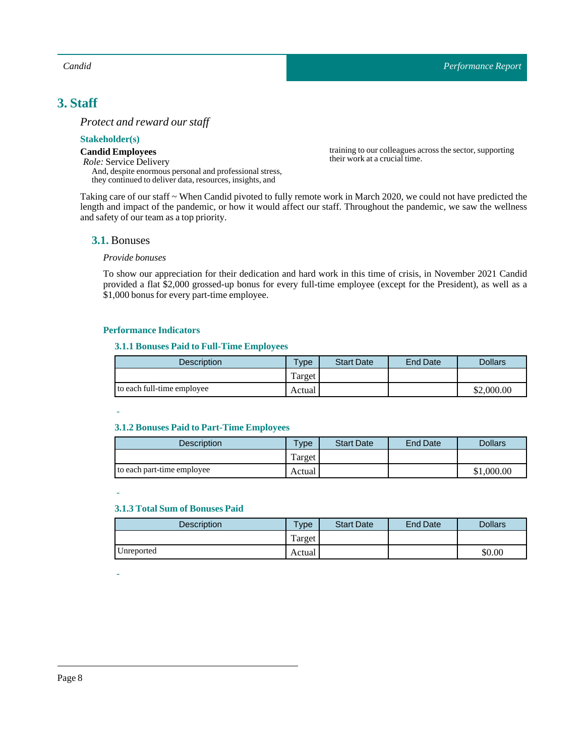## 3. Staff

*Protect and reward our staff*

**Stakeholder(s)**

**Candid Employees**
*Role:* Service Delivery
And, despite enormous personal and professional stress, they continued to deliver data, resources, insights, and training to our colleagues across the sector, supporting their work at a crucial time.

Taking care of our staff ~ When Candid pivoted to fully remote work in March 2020, we could not have predicted the length and impact of the pandemic, or how it would affect our staff. Throughout the pandemic, we saw the wellness and safety of our team as a top priority.

### 3.1. Bonuses

*Provide bonuses*

To show our appreciation for their dedication and hard work in this time of crisis, in November 2021 Candid provided a flat $2,000 grossed-up bonus for every full-time employee (except for the President), as well as a $1,000 bonus for every part-time employee.

**Performance Indicators**

**3.1.1 Bonuses Paid to Full-Time Employees**

| Description | Type | Start Date | End Date | Dollars |
|---|---|---|---|---|
| | Target | | | |
| to each full-time employee | Actual | | | $2,000.00 |

-

**3.1.2 Bonuses Paid to Part-Time Employees**

| Description | Type | Start Date | End Date | Dollars |
|---|---|---|---|---|
| | Target | | | |
| to each part-time employee | Actual | | | $1,000.00 |

-

**3.1.3 Total Sum of Bonuses Paid**

| Description | Type | Start Date | End Date | Dollars |
|---|---|---|---|---|
| | Target | | | |
| Unreported | Actual | | | $0.00 |

-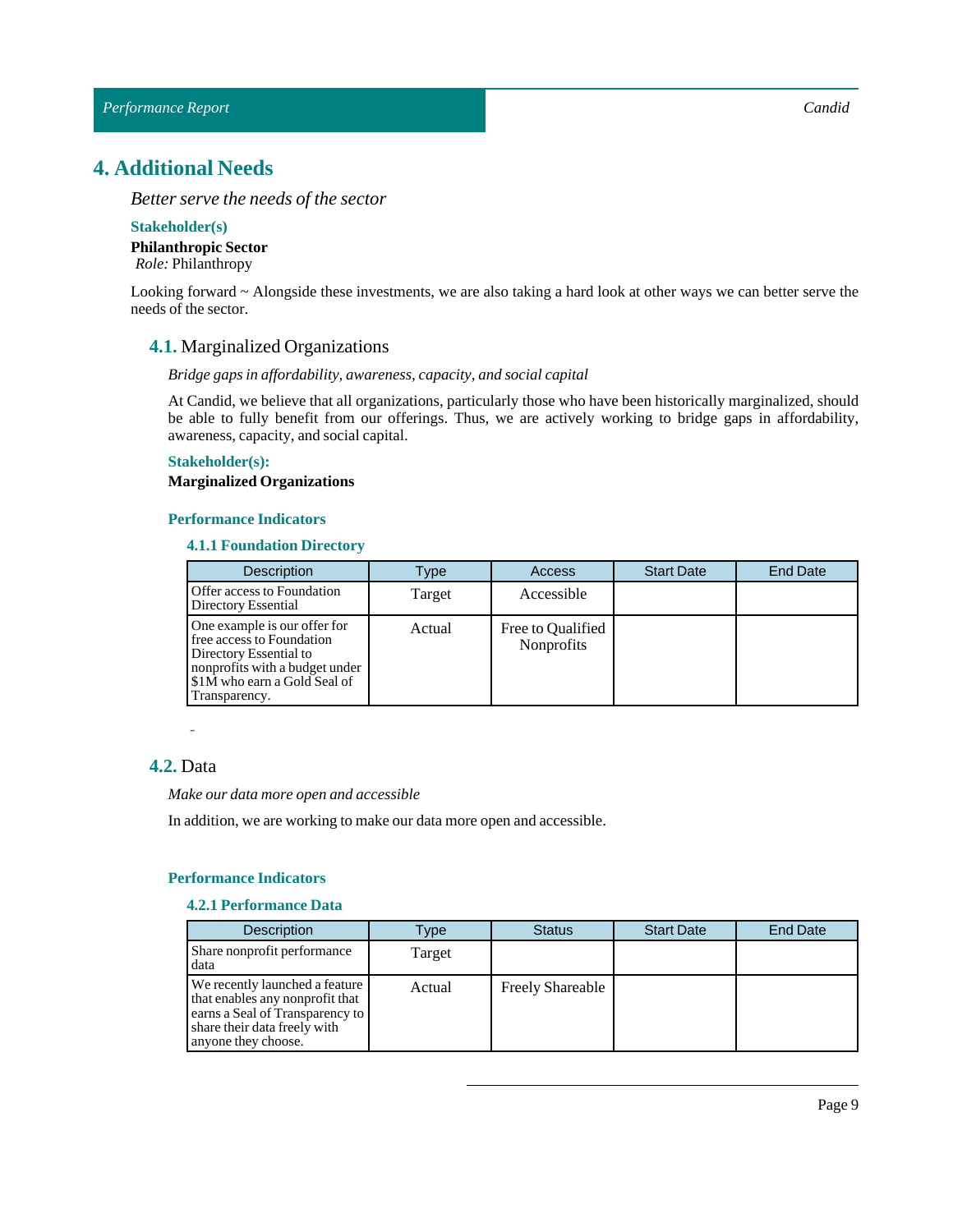# 4. Additional Needs

*Better serve the needs of the sector*

**Stakeholder(s)**

**Philanthropic Sector**
*Role:* Philanthropy

Looking forward ~ Alongside these investments, we are also taking a hard look at other ways we can better serve the needs of the sector.

## 4.1. Marginalized Organizations

*Bridge gaps in affordability, awareness, capacity, and social capital*

At Candid, we believe that all organizations, particularly those who have been historically marginalized, should be able to fully benefit from our offerings. Thus, we are actively working to bridge gaps in affordability, awareness, capacity, and social capital.

**Stakeholder(s):**

**Marginalized Organizations**

**Performance Indicators**

**4.1.1 Foundation Directory**

| Description | Type | Access | Start Date | End Date |
|---|---|---|---|---|
| Offer access to Foundation Directory Essential | Target | Accessible | | |
| One example is our offer for free access to Foundation Directory Essential to nonprofits with a budget under $1M who earn a Gold Seal of Transparency. | Actual | Free to Qualified Nonprofits | | |

-

## 4.2. Data

*Make our data more open and accessible*

In addition, we are working to make our data more open and accessible.

**Performance Indicators**

**4.2.1 Performance Data**

| Description | Type | Status | Start Date | End Date |
|---|---|---|---|---|
| Share nonprofit performance data | Target | | | |
| We recently launched a feature that enables any nonprofit that earns a Seal of Transparency to share their data freely with anyone they choose. | Actual | Freely Shareable | | |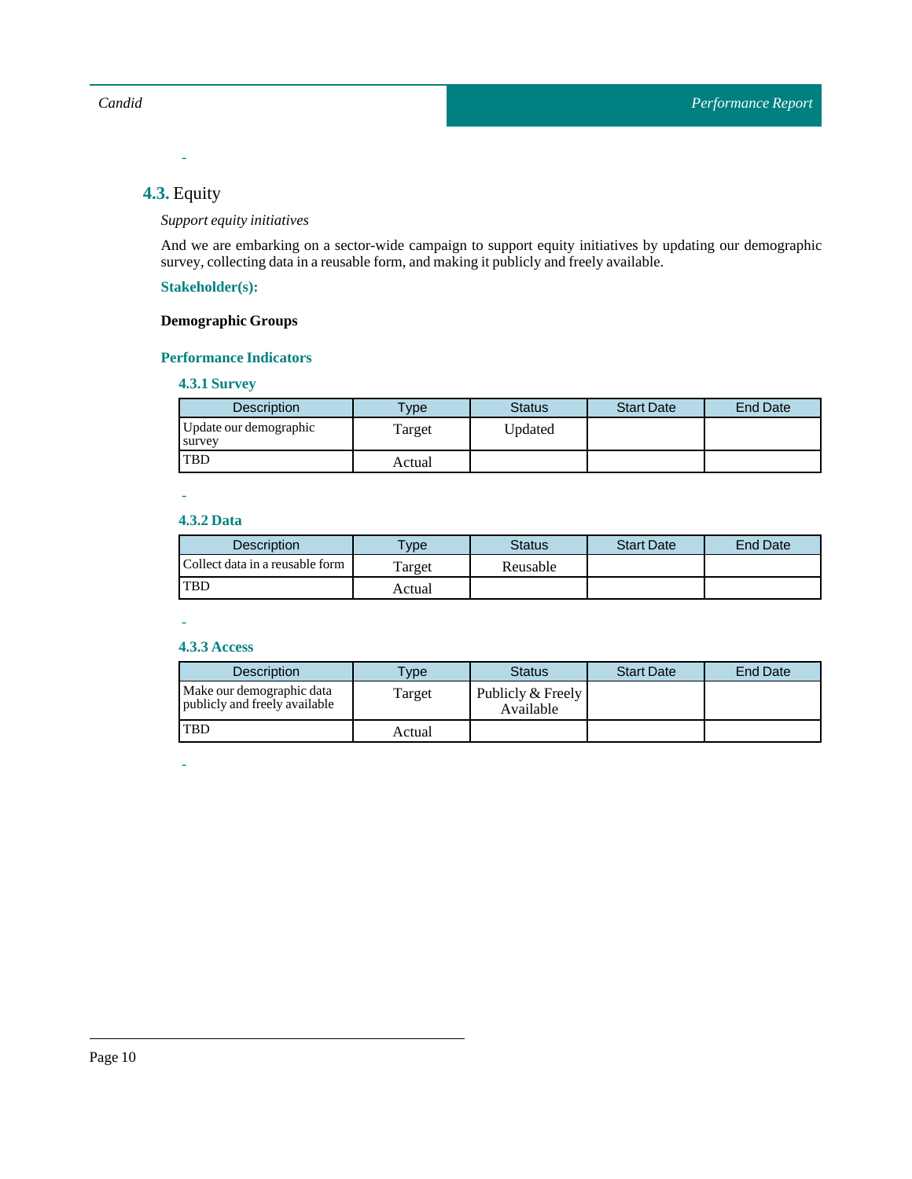-

## 4.3. Equity

*Support equity initiatives*

And we are embarking on a sector-wide campaign to support equity initiatives by updating our demographic survey, collecting data in a reusable form, and making it publicly and freely available.

**Stakeholder(s):**

**Demographic Groups**

### Performance Indicators

#### 4.3.1 Survey

| Description | Type | Status | Start Date | End Date |
|---|---|---|---|---|
| Update our demographic survey | Target | Updated | | |
| TBD | Actual | | | |

-

#### 4.3.2 Data

| Description | Type | Status | Start Date | End Date |
|---|---|---|---|---|
| Collect data in a reusable form | Target | Reusable | | |
| TBD | Actual | | | |

-

#### 4.3.3 Access

| Description | Type | Status | Start Date | End Date |
|---|---|---|---|---|
| Make our demographic data publicly and freely available | Target | Publicly & Freely Available | | |
| TBD | Actual | | | |

-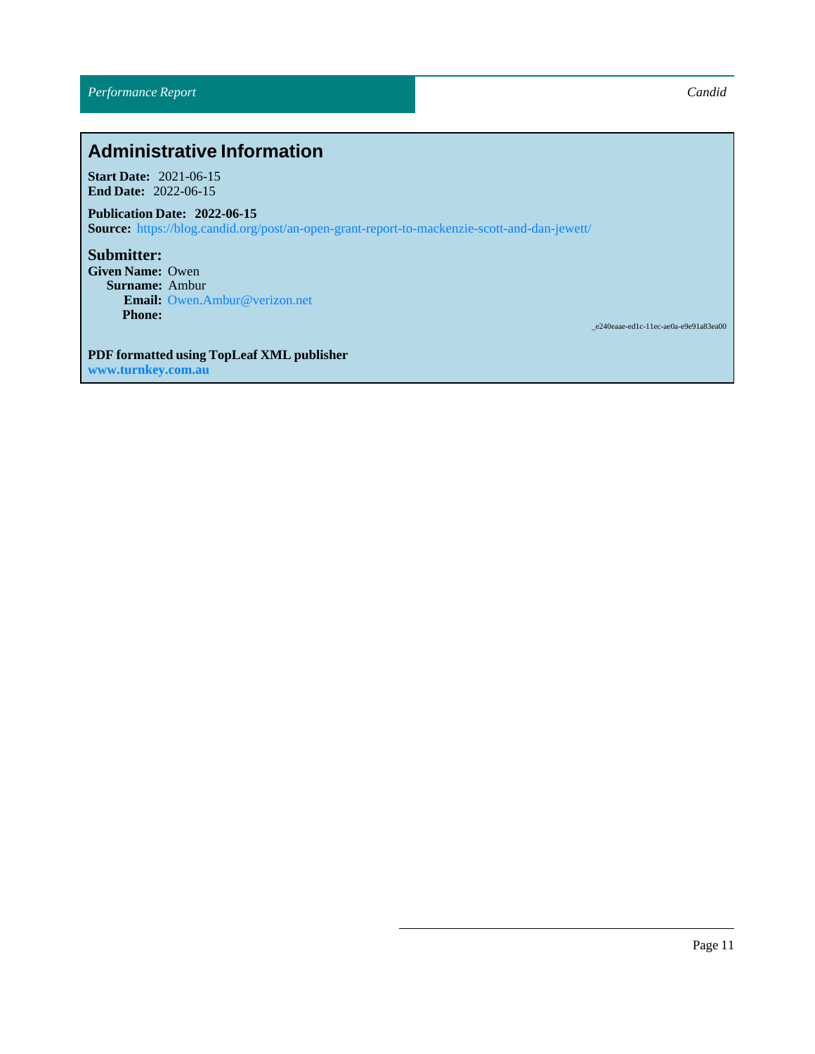## Administrative Information

**Start Date:** 2021-06-15
**End Date:** 2022-06-15

**Publication Date:** **2022-06-15**
**Source:** https://blog.candid.org/post/an-open-grant-report-to-mackenzie-scott-and-dan-jewett/

### Submitter:

**Given Name:** Owen
**Surname:** Ambur
**Email:** Owen.Ambur@verizon.net
**Phone:**

_e240eaae-ed1c-11ec-ae0a-e9e91a83ea00

**PDF formatted using TopLeaf XML publisher**
**www.turnkey.com.au**